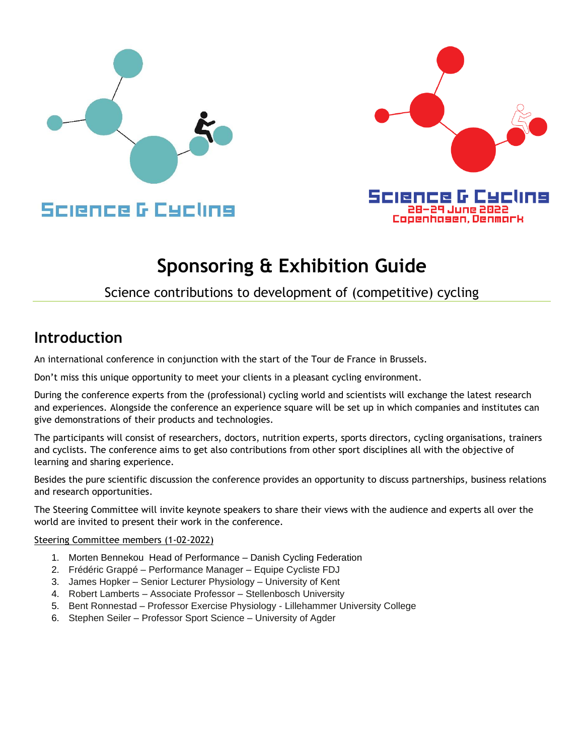Science & Cycling

Science & Cycling
28–29 June 2022
Copenhagen, Denmark

# Sponsoring & Exhibition Guide

Science contributions to development of (competitive) cycling

## Introduction

An international conference in conjunction with the start of the Tour de France in Brussels.

Don't miss this unique opportunity to meet your clients in a pleasant cycling environment.

During the conference experts from the (professional) cycling world and scientists will exchange the latest research and experiences. Alongside the conference an experience square will be set up in which companies and institutes can give demonstrations of their products and technologies.

The participants will consist of researchers, doctors, nutrition experts, sports directors, cycling organisations, trainers and cyclists. The conference aims to get also contributions from other sport disciplines all with the objective of learning and sharing experience.

Besides the pure scientific discussion the conference provides an opportunity to discuss partnerships, business relations and research opportunities.

The Steering Committee will invite keynote speakers to share their views with the audience and experts all over the world are invited to present their work in the conference.

Steering Committee members (1-02-2022)

1. Morten Bennekou Head of Performance – Danish Cycling Federation
2. Frédéric Grappé – Performance Manager – Equipe Cycliste FDJ
3. James Hopker – Senior Lecturer Physiology – University of Kent
4. Robert Lamberts – Associate Professor – Stellenbosch University
5. Bent Ronnestad – Professor Exercise Physiology - Lillehammer University College
6. Stephen Seiler – Professor Sport Science – University of Agder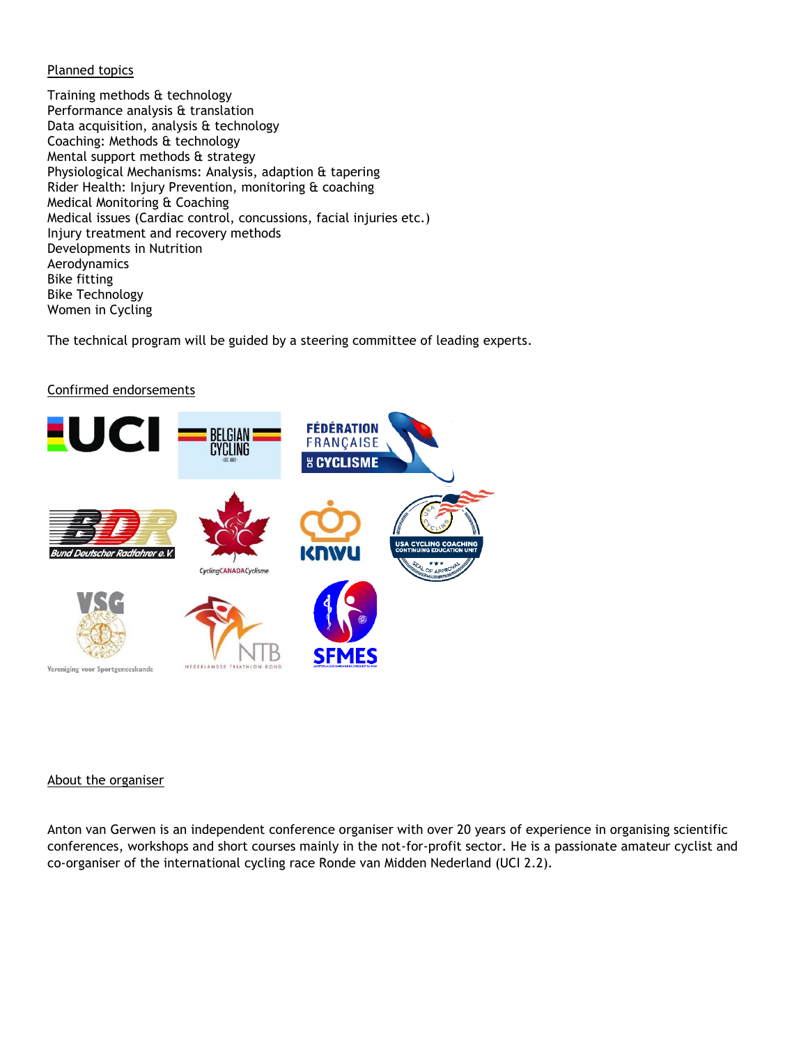Planned topics

Training methods & technology
Performance analysis & translation
Data acquisition, analysis & technology
Coaching: Methods & technology
Mental support methods & strategy
Physiological Mechanisms: Analysis, adaption & tapering
Rider Health: Injury Prevention, monitoring & coaching
Medical Monitoring & Coaching
Medical issues (Cardiac control, concussions, facial injuries etc.)
Injury treatment and recovery methods
Developments in Nutrition
Aerodynamics
Bike fitting
Bike Technology
Women in Cycling

The technical program will be guided by a steering committee of leading experts.

Confirmed endorsements

About the organiser

Anton van Gerwen is an independent conference organiser with over 20 years of experience in organising scientific conferences, workshops and short courses mainly in the not-for-profit sector. He is a passionate amateur cyclist and co-organiser of the international cycling race Ronde van Midden Nederland (UCI 2.2).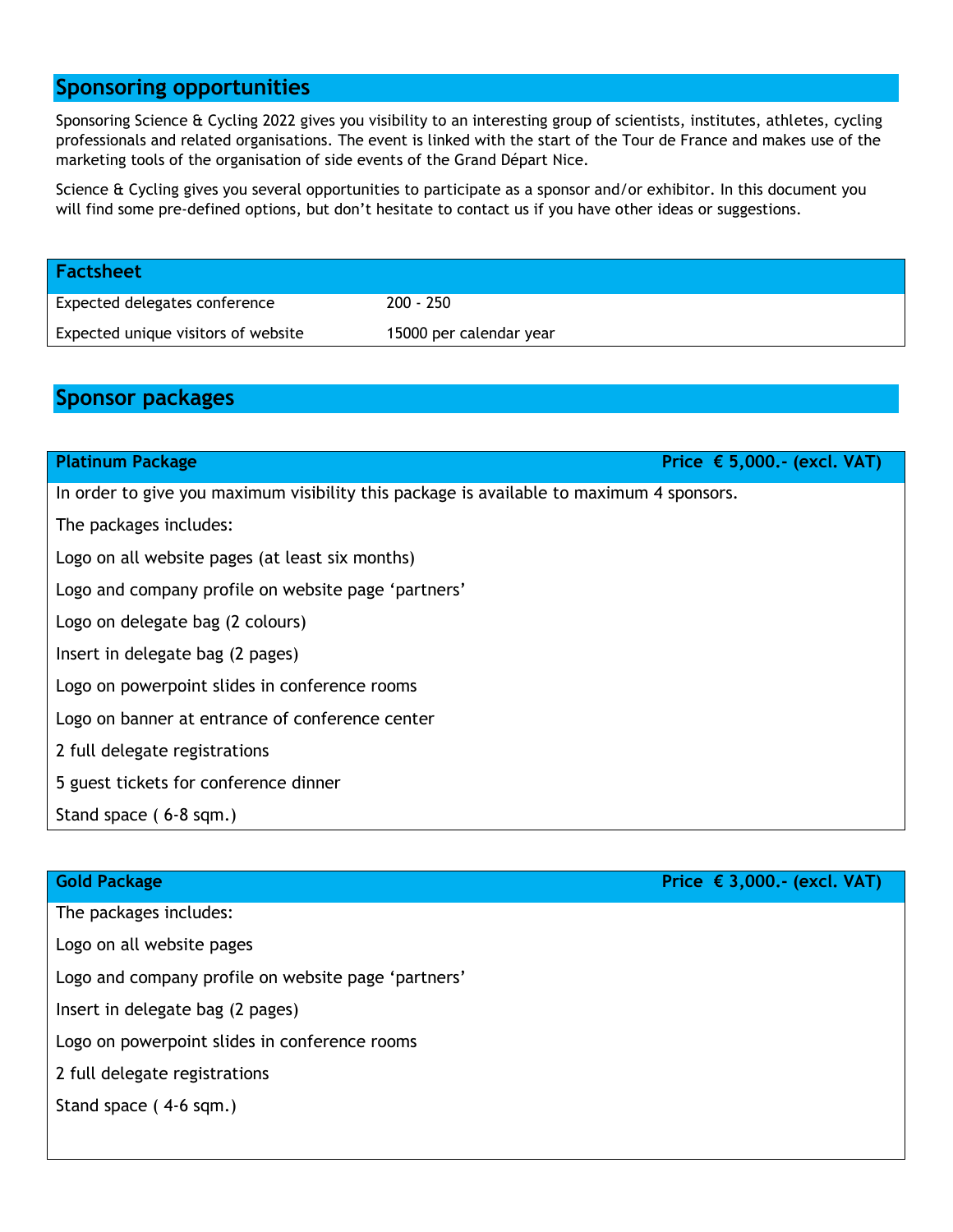## Sponsoring opportunities

Sponsoring Science & Cycling 2022 gives you visibility to an interesting group of scientists, institutes, athletes, cycling professionals and related organisations. The event is linked with the start of the Tour de France and makes use of the marketing tools of the organisation of side events of the Grand Départ Nice.

Science & Cycling gives you several opportunities to participate as a sponsor and/or exhibitor. In this document you will find some pre-defined options, but don't hesitate to contact us if you have other ideas or suggestions.

| Factsheet | |
|---|---|
| Expected delegates conference | 200 - 250 |
| Expected unique visitors of website | 15000 per calendar year |

## Sponsor packages

### Platinum Package — Price € 5,000.- (excl. VAT)

In order to give you maximum visibility this package is available to maximum 4 sponsors.

The packages includes:

- Logo on all website pages (at least six months)
- Logo and company profile on website page 'partners'
- Logo on delegate bag (2 colours)
- Insert in delegate bag (2 pages)
- Logo on powerpoint slides in conference rooms
- Logo on banner at entrance of conference center
- 2 full delegate registrations
- 5 guest tickets for conference dinner
- Stand space ( 6-8 sqm.)

### Gold Package — Price € 3,000.- (excl. VAT)

The packages includes:

- Logo on all website pages
- Logo and company profile on website page 'partners'
- Insert in delegate bag (2 pages)
- Logo on powerpoint slides in conference rooms
- 2 full delegate registrations
- Stand space ( 4-6 sqm.)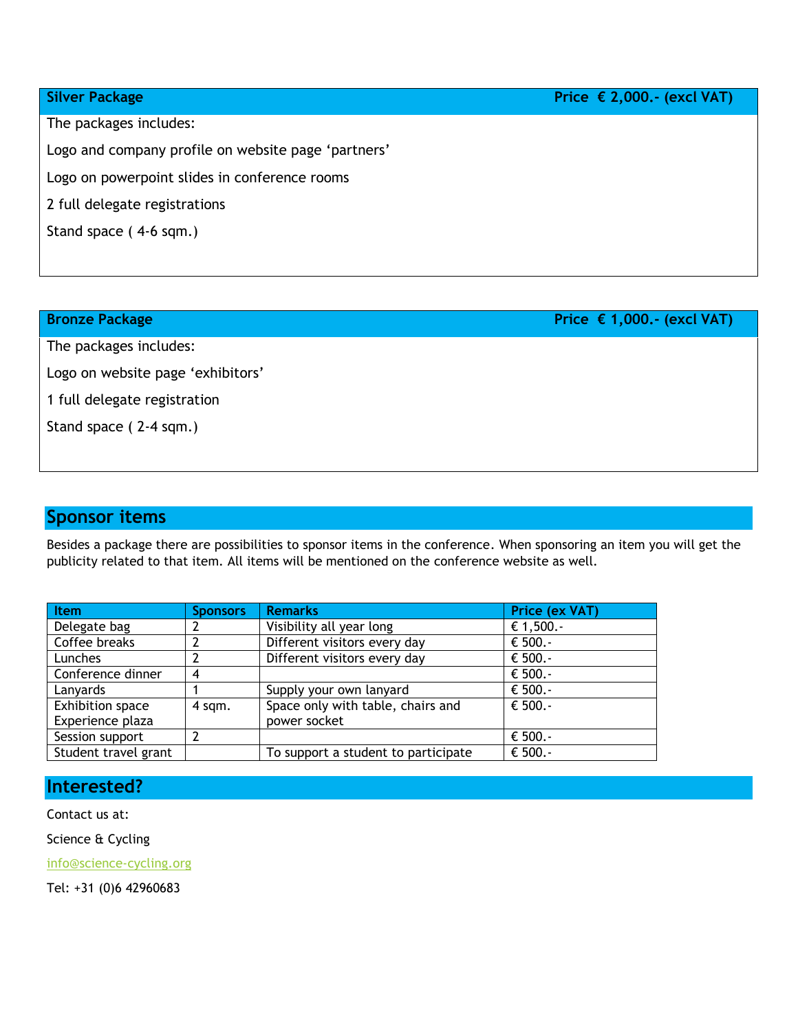| Silver Package | Price € 2,000.- (excl VAT) |
|---|---|

The packages includes:

Logo and company profile on website page 'partners'

Logo on powerpoint slides in conference rooms

2 full delegate registrations

Stand space ( 4-6 sqm.)

| Bronze Package | Price € 1,000.- (excl VAT) |
|---|---|

The packages includes:

Logo on website page 'exhibitors'

1 full delegate registration

Stand space ( 2-4 sqm.)

## Sponsor items

Besides a package there are possibilities to sponsor items in the conference. When sponsoring an item you will get the publicity related to that item. All items will be mentioned on the conference website as well.

| Item | Sponsors | Remarks | Price (ex VAT) |
|---|---|---|---|
| Delegate bag | 2 | Visibility all year long | € 1,500.- |
| Coffee breaks | 2 | Different visitors every day | € 500.- |
| Lunches | 2 | Different visitors every day | € 500.- |
| Conference dinner | 4 | | € 500.- |
| Lanyards | 1 | Supply your own lanyard | € 500.- |
| Exhibition space Experience plaza | 4 sqm. | Space only with table, chairs and power socket | € 500.- |
| Session support | 2 | | € 500.- |
| Student travel grant | | To support a student to participate | € 500.- |

## Interested?

Contact us at:

Science & Cycling

info@science-cycling.org

Tel: +31 (0)6 42960683